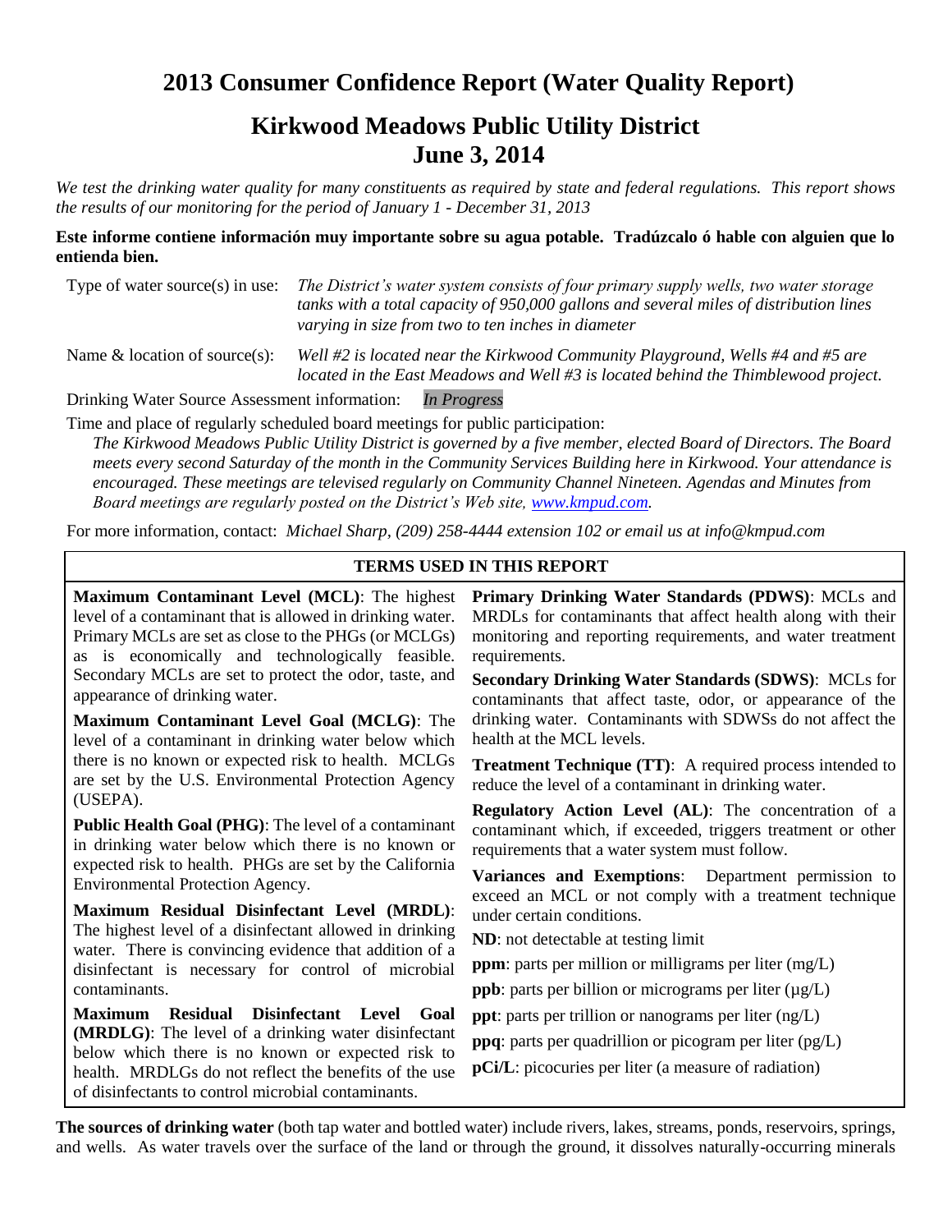# 2013 Consumer Confidence Report (Water Quality Report)

## Kirkwood Meadows Public Utility District
## June 3, 2014

*We test the drinking water quality for many constituents as required by state and federal regulations. This report shows the results of our monitoring for the period of January 1 - December 31, 2013*

**Este informe contiene información muy importante sobre su agua potable. Tradúzcalo ó hable con alguien que lo entienda bien.**

Type of water source(s) in use: *The District's water system consists of four primary supply wells, two water storage tanks with a total capacity of 950,000 gallons and several miles of distribution lines varying in size from two to ten inches in diameter*

Name & location of source(s): *Well #2 is located near the Kirkwood Community Playground, Wells #4 and #5 are located in the East Meadows and Well #3 is located behind the Thimblewood project.*

Drinking Water Source Assessment information: *In Progress*

Time and place of regularly scheduled board meetings for public participation:
*The Kirkwood Meadows Public Utility District is governed by a five member, elected Board of Directors. The Board meets every second Saturday of the month in the Community Services Building here in Kirkwood. Your attendance is encouraged. These meetings are televised regularly on Community Channel Nineteen. Agendas and Minutes from Board meetings are regularly posted on the District's Web site, [www.kmpud.com](http://www.kmpud.com).*

For more information, contact: *Michael Sharp, (209) 258-4444 extension 102 or email us at info@kmpud.com*

### TERMS USED IN THIS REPORT

**Maximum Contaminant Level (MCL)**: The highest level of a contaminant that is allowed in drinking water. Primary MCLs are set as close to the PHGs (or MCLGs) as is economically and technologically feasible. Secondary MCLs are set to protect the odor, taste, and appearance of drinking water.

**Maximum Contaminant Level Goal (MCLG)**: The level of a contaminant in drinking water below which there is no known or expected risk to health. MCLGs are set by the U.S. Environmental Protection Agency (USEPA).

**Public Health Goal (PHG)**: The level of a contaminant in drinking water below which there is no known or expected risk to health. PHGs are set by the California Environmental Protection Agency.

**Maximum Residual Disinfectant Level (MRDL)**: The highest level of a disinfectant allowed in drinking water. There is convincing evidence that addition of a disinfectant is necessary for control of microbial contaminants.

**Maximum Residual Disinfectant Level Goal (MRDLG)**: The level of a drinking water disinfectant below which there is no known or expected risk to health. MRDLGs do not reflect the benefits of the use of disinfectants to control microbial contaminants.

**Primary Drinking Water Standards (PDWS)**: MCLs and MRDLs for contaminants that affect health along with their monitoring and reporting requirements, and water treatment requirements.

**Secondary Drinking Water Standards (SDWS)**: MCLs for contaminants that affect taste, odor, or appearance of the drinking water. Contaminants with SDWSs do not affect the health at the MCL levels.

**Treatment Technique (TT)**: A required process intended to reduce the level of a contaminant in drinking water.

**Regulatory Action Level (AL)**: The concentration of a contaminant which, if exceeded, triggers treatment or other requirements that a water system must follow.

**Variances and Exemptions**: Department permission to exceed an MCL or not comply with a treatment technique under certain conditions.

**ND**: not detectable at testing limit

**ppm**: parts per million or milligrams per liter (mg/L)

**ppb**: parts per billion or micrograms per liter (µg/L)

**ppt**: parts per trillion or nanograms per liter (ng/L)

**ppq**: parts per quadrillion or picogram per liter (pg/L)

**pCi/L**: picocuries per liter (a measure of radiation)

**The sources of drinking water** (both tap water and bottled water) include rivers, lakes, streams, ponds, reservoirs, springs, and wells. As water travels over the surface of the land or through the ground, it dissolves naturally-occurring minerals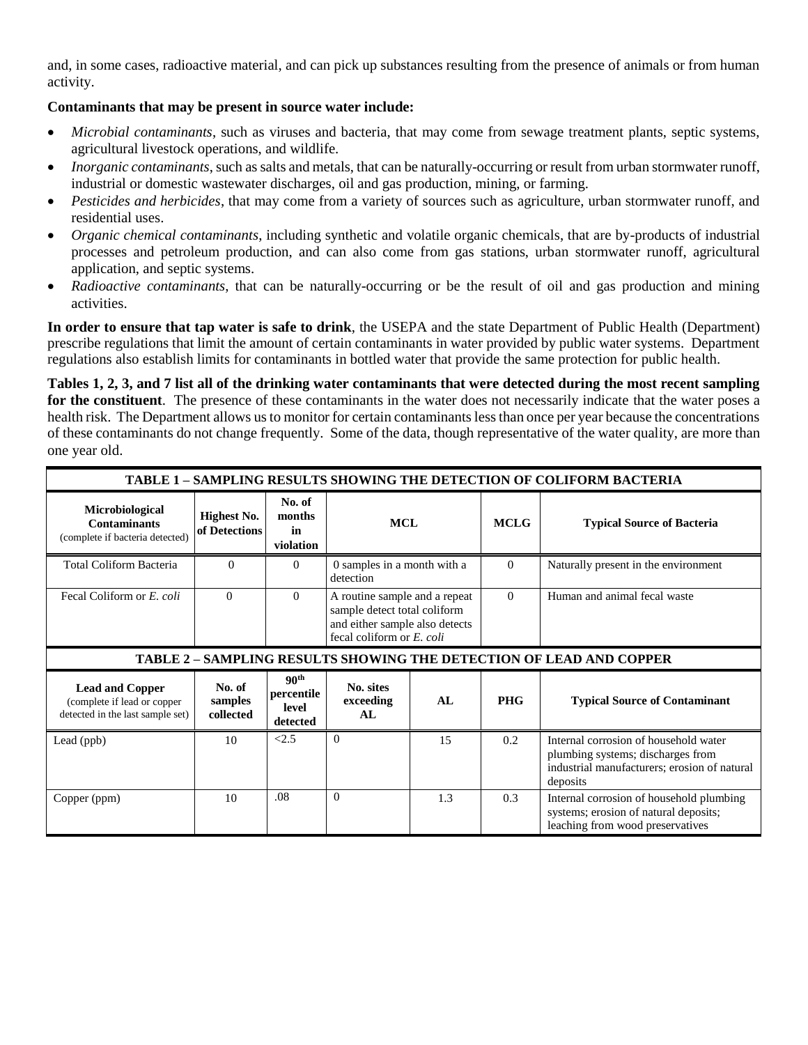and, in some cases, radioactive material, and can pick up substances resulting from the presence of animals or from human activity.

**Contaminants that may be present in source water include:**

- *Microbial contaminants*, such as viruses and bacteria, that may come from sewage treatment plants, septic systems, agricultural livestock operations, and wildlife.
- *Inorganic contaminants*, such as salts and metals, that can be naturally-occurring or result from urban stormwater runoff, industrial or domestic wastewater discharges, oil and gas production, mining, or farming.
- *Pesticides and herbicides*, that may come from a variety of sources such as agriculture, urban stormwater runoff, and residential uses.
- *Organic chemical contaminants*, including synthetic and volatile organic chemicals, that are by-products of industrial processes and petroleum production, and can also come from gas stations, urban stormwater runoff, agricultural application, and septic systems.
- *Radioactive contaminants*, that can be naturally-occurring or be the result of oil and gas production and mining activities.

**In order to ensure that tap water is safe to drink**, the USEPA and the state Department of Public Health (Department) prescribe regulations that limit the amount of certain contaminants in water provided by public water systems. Department regulations also establish limits for contaminants in bottled water that provide the same protection for public health.

**Tables 1, 2, 3, and 7 list all of the drinking water contaminants that were detected during the most recent sampling for the constituent**. The presence of these contaminants in the water does not necessarily indicate that the water poses a health risk. The Department allows us to monitor for certain contaminants less than once per year because the concentrations of these contaminants do not change frequently. Some of the data, though representative of the water quality, are more than one year old.

**TABLE 1 – SAMPLING RESULTS SHOWING THE DETECTION OF COLIFORM BACTERIA**

| Microbiological Contaminants (complete if bacteria detected) | Highest No. of Detections | No. of months in violation | MCL | MCLG | Typical Source of Bacteria |
|---|---|---|---|---|---|
| Total Coliform Bacteria | 0 | 0 | 0 samples in a month with a detection | 0 | Naturally present in the environment |
| Fecal Coliform or *E. coli* | 0 | 0 | A routine sample and a repeat sample detect total coliform and either sample also detects fecal coliform or *E. coli* | 0 | Human and animal fecal waste |

**TABLE 2 – SAMPLING RESULTS SHOWING THE DETECTION OF LEAD AND COPPER**

| Lead and Copper (complete if lead or copper detected in the last sample set) | No. of samples collected | 90th percentile level detected | No. sites exceeding AL | AL | PHG | Typical Source of Contaminant |
|---|---|---|---|---|---|---|
| Lead (ppb) | 10 | <2.5 | 0 | 15 | 0.2 | Internal corrosion of household water plumbing systems; discharges from industrial manufacturers; erosion of natural deposits |
| Copper (ppm) | 10 | .08 | 0 | 1.3 | 0.3 | Internal corrosion of household plumbing systems; erosion of natural deposits; leaching from wood preservatives |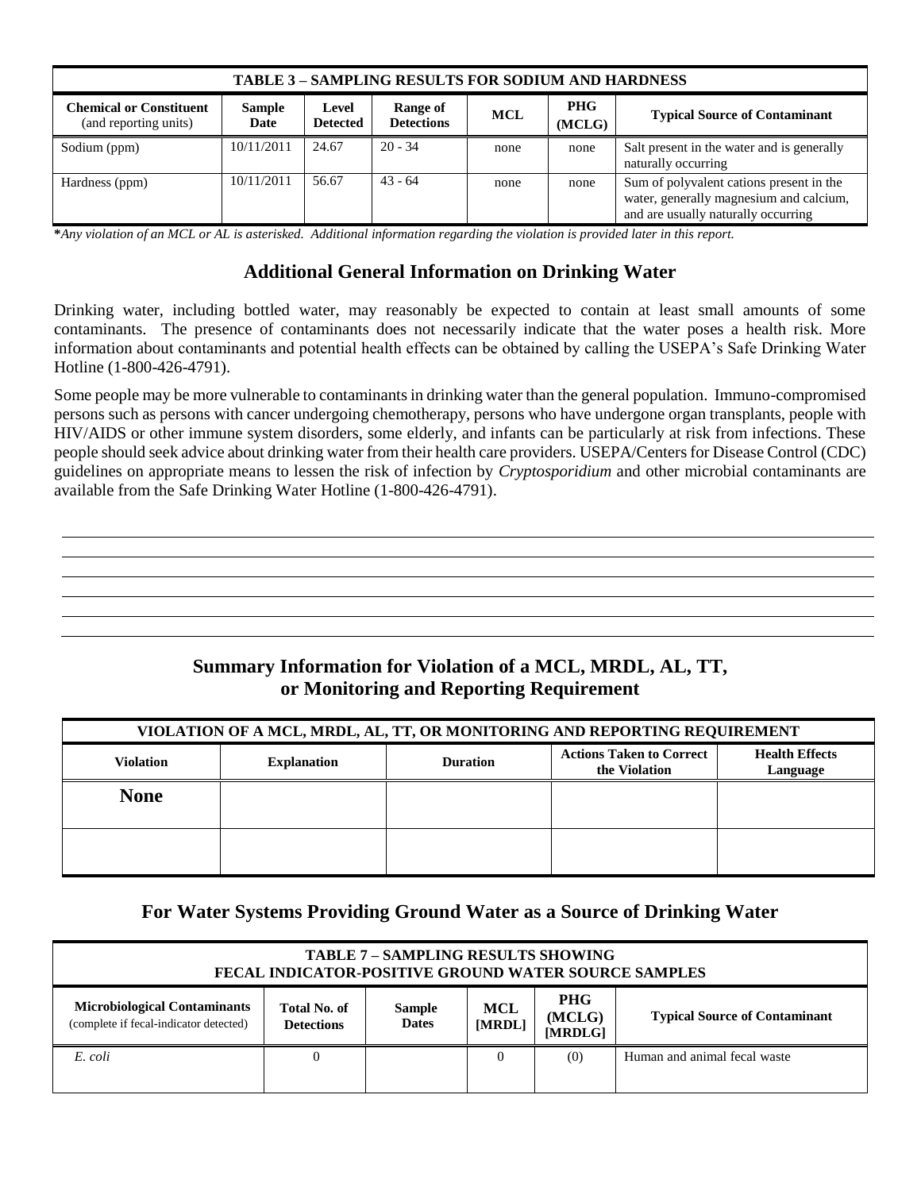| TABLE 3 – SAMPLING RESULTS FOR SODIUM AND HARDNESS | | | | | | |
|---|---|---|---|---|---|---|
| **Chemical or Constituent** (and reporting units) | **Sample Date** | **Level Detected** | **Range of Detections** | **MCL** | **PHG (MCLG)** | **Typical Source of Contaminant** |
| Sodium (ppm) | 10/11/2011 | 24.67 | 20 - 34 | none | none | Salt present in the water and is generally naturally occurring |
| Hardness (ppm) | 10/11/2011 | 56.67 | 43 - 64 | none | none | Sum of polyvalent cations present in the water, generally magnesium and calcium, and are usually naturally occurring |

**\****Any violation of an MCL or AL is asterisked. Additional information regarding the violation is provided later in this report.*

## Additional General Information on Drinking Water

Drinking water, including bottled water, may reasonably be expected to contain at least small amounts of some contaminants. The presence of contaminants does not necessarily indicate that the water poses a health risk. More information about contaminants and potential health effects can be obtained by calling the USEPA's Safe Drinking Water Hotline (1-800-426-4791).

Some people may be more vulnerable to contaminants in drinking water than the general population. Immuno-compromised persons such as persons with cancer undergoing chemotherapy, persons who have undergone organ transplants, people with HIV/AIDS or other immune system disorders, some elderly, and infants can be particularly at risk from infections. These people should seek advice about drinking water from their health care providers. USEPA/Centers for Disease Control (CDC) guidelines on appropriate means to lessen the risk of infection by *Cryptosporidium* and other microbial contaminants are available from the Safe Drinking Water Hotline (1-800-426-4791).

## Summary Information for Violation of a MCL, MRDL, AL, TT, or Monitoring and Reporting Requirement

| VIOLATION OF A MCL, MRDL, AL, TT, OR MONITORING AND REPORTING REQUIREMENT | | | | |
|---|---|---|---|---|
| **Violation** | **Explanation** | **Duration** | **Actions Taken to Correct the Violation** | **Health Effects Language** |
| **None** | | | | |
| | | | | |

## For Water Systems Providing Ground Water as a Source of Drinking Water

| TABLE 7 – SAMPLING RESULTS SHOWING FECAL INDICATOR-POSITIVE GROUND WATER SOURCE SAMPLES | | | | | |
|---|---|---|---|---|---|
| **Microbiological Contaminants** (complete if fecal-indicator detected) | **Total No. of Detections** | **Sample Dates** | **MCL [MRDL]** | **PHG (MCLG) [MRDLG]** | **Typical Source of Contaminant** |
| *E. coli* | 0 | | 0 | (0) | Human and animal fecal waste |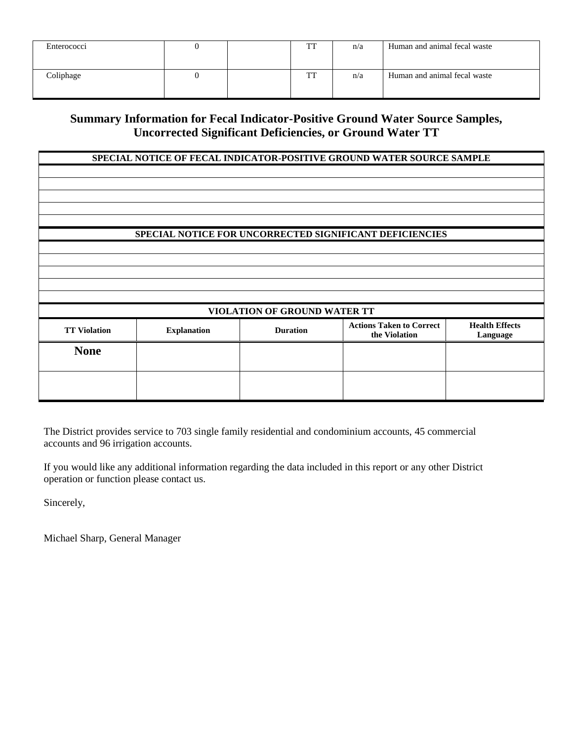| | | | | | |
|---|---|---|---|---|---|
| Enterococci | 0 | | TT | n/a | Human and animal fecal waste |
| Coliphage | 0 | | TT | n/a | Human and animal fecal waste |

## Summary Information for Fecal Indicator-Positive Ground Water Source Samples, Uncorrected Significant Deficiencies, or Ground Water TT

| SPECIAL NOTICE OF FECAL INDICATOR-POSITIVE GROUND WATER SOURCE SAMPLE |
|---|
| |
| |
| |
| |
| |

| SPECIAL NOTICE FOR UNCORRECTED SIGNIFICANT DEFICIENCIES |
|---|
| |
| |
| |
| |
| |

| VIOLATION OF GROUND WATER TT | | | | |
|---|---|---|---|---|
| **TT Violation** | **Explanation** | **Duration** | **Actions Taken to Correct the Violation** | **Health Effects Language** |
| **None** | | | | |
| | | | | |

The District provides service to 703 single family residential and condominium accounts, 45 commercial accounts and 96 irrigation accounts.

If you would like any additional information regarding the data included in this report or any other District operation or function please contact us.

Sincerely,

Michael Sharp, General Manager